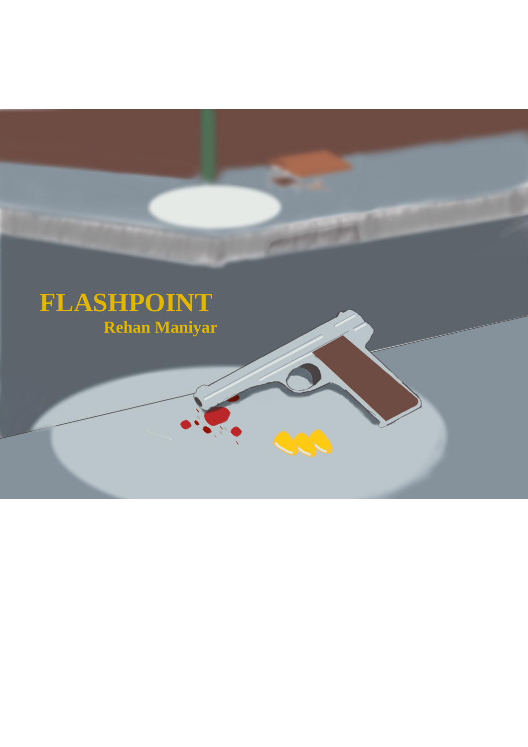# FLASHPOINT

**Rehan Maniyar**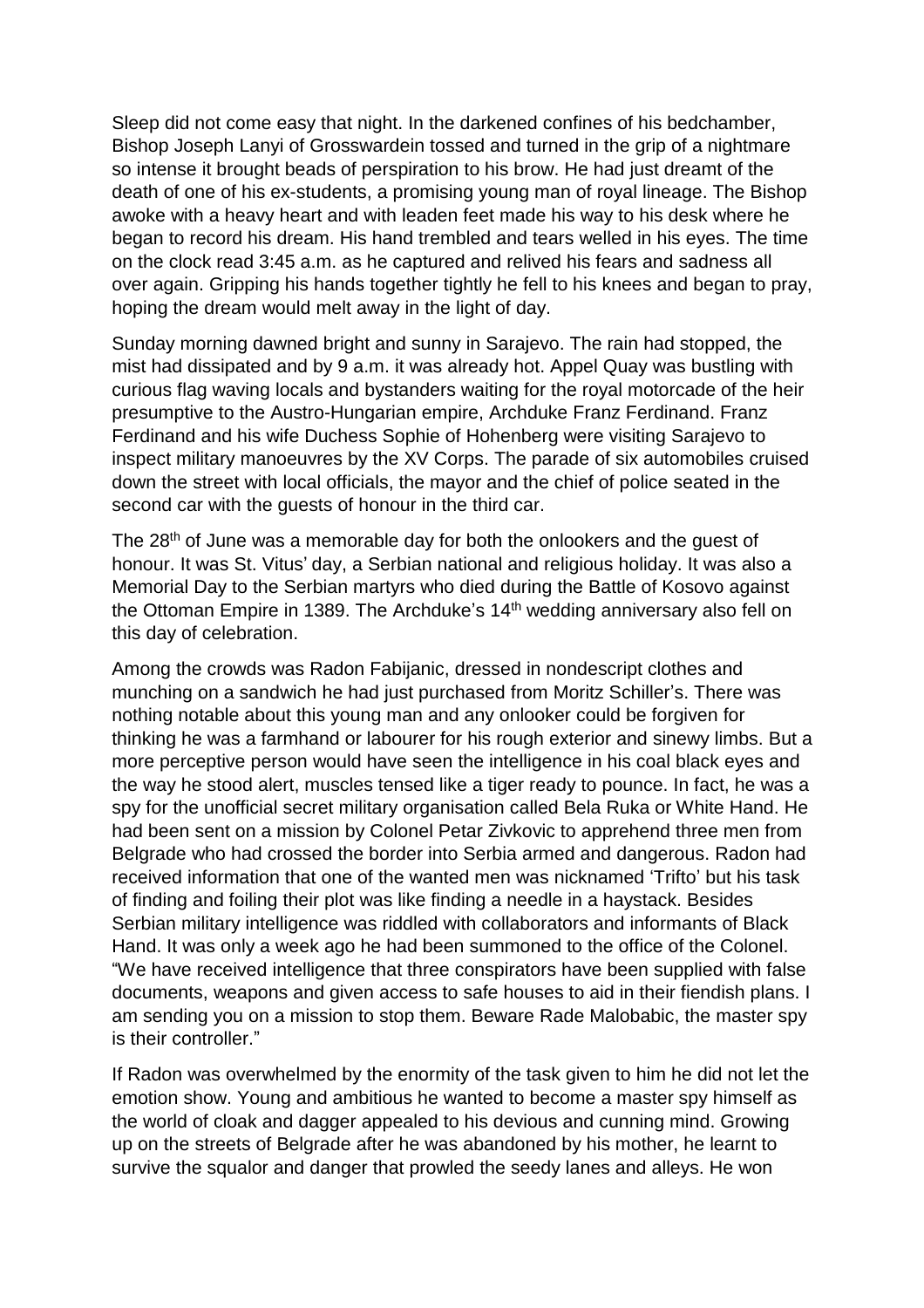Sleep did not come easy that night. In the darkened confines of his bedchamber, Bishop Joseph Lanyi of Grosswardein tossed and turned in the grip of a nightmare so intense it brought beads of perspiration to his brow. He had just dreamt of the death of one of his ex-students, a promising young man of royal lineage. The Bishop awoke with a heavy heart and with leaden feet made his way to his desk where he began to record his dream. His hand trembled and tears welled in his eyes. The time on the clock read 3:45 a.m. as he captured and relived his fears and sadness all over again. Gripping his hands together tightly he fell to his knees and began to pray, hoping the dream would melt away in the light of day.

Sunday morning dawned bright and sunny in Sarajevo. The rain had stopped, the mist had dissipated and by 9 a.m. it was already hot. Appel Quay was bustling with curious flag waving locals and bystanders waiting for the royal motorcade of the heir presumptive to the Austro-Hungarian empire, Archduke Franz Ferdinand. Franz Ferdinand and his wife Duchess Sophie of Hohenberg were visiting Sarajevo to inspect military manoeuvres by the XV Corps. The parade of six automobiles cruised down the street with local officials, the mayor and the chief of police seated in the second car with the guests of honour in the third car.

The 28th of June was a memorable day for both the onlookers and the guest of honour. It was St. Vitus' day, a Serbian national and religious holiday. It was also a Memorial Day to the Serbian martyrs who died during the Battle of Kosovo against the Ottoman Empire in 1389. The Archduke's 14th wedding anniversary also fell on this day of celebration.

Among the crowds was Radon Fabijanic, dressed in nondescript clothes and munching on a sandwich he had just purchased from Moritz Schiller's. There was nothing notable about this young man and any onlooker could be forgiven for thinking he was a farmhand or labourer for his rough exterior and sinewy limbs. But a more perceptive person would have seen the intelligence in his coal black eyes and the way he stood alert, muscles tensed like a tiger ready to pounce. In fact, he was a spy for the unofficial secret military organisation called Bela Ruka or White Hand. He had been sent on a mission by Colonel Petar Zivkovic to apprehend three men from Belgrade who had crossed the border into Serbia armed and dangerous. Radon had received information that one of the wanted men was nicknamed 'Trifto' but his task of finding and foiling their plot was like finding a needle in a haystack. Besides Serbian military intelligence was riddled with collaborators and informants of Black Hand. It was only a week ago he had been summoned to the office of the Colonel. "We have received intelligence that three conspirators have been supplied with false documents, weapons and given access to safe houses to aid in their fiendish plans. I am sending you on a mission to stop them. Beware Rade Malobabic, the master spy is their controller."

If Radon was overwhelmed by the enormity of the task given to him he did not let the emotion show. Young and ambitious he wanted to become a master spy himself as the world of cloak and dagger appealed to his devious and cunning mind. Growing up on the streets of Belgrade after he was abandoned by his mother, he learnt to survive the squalor and danger that prowled the seedy lanes and alleys. He won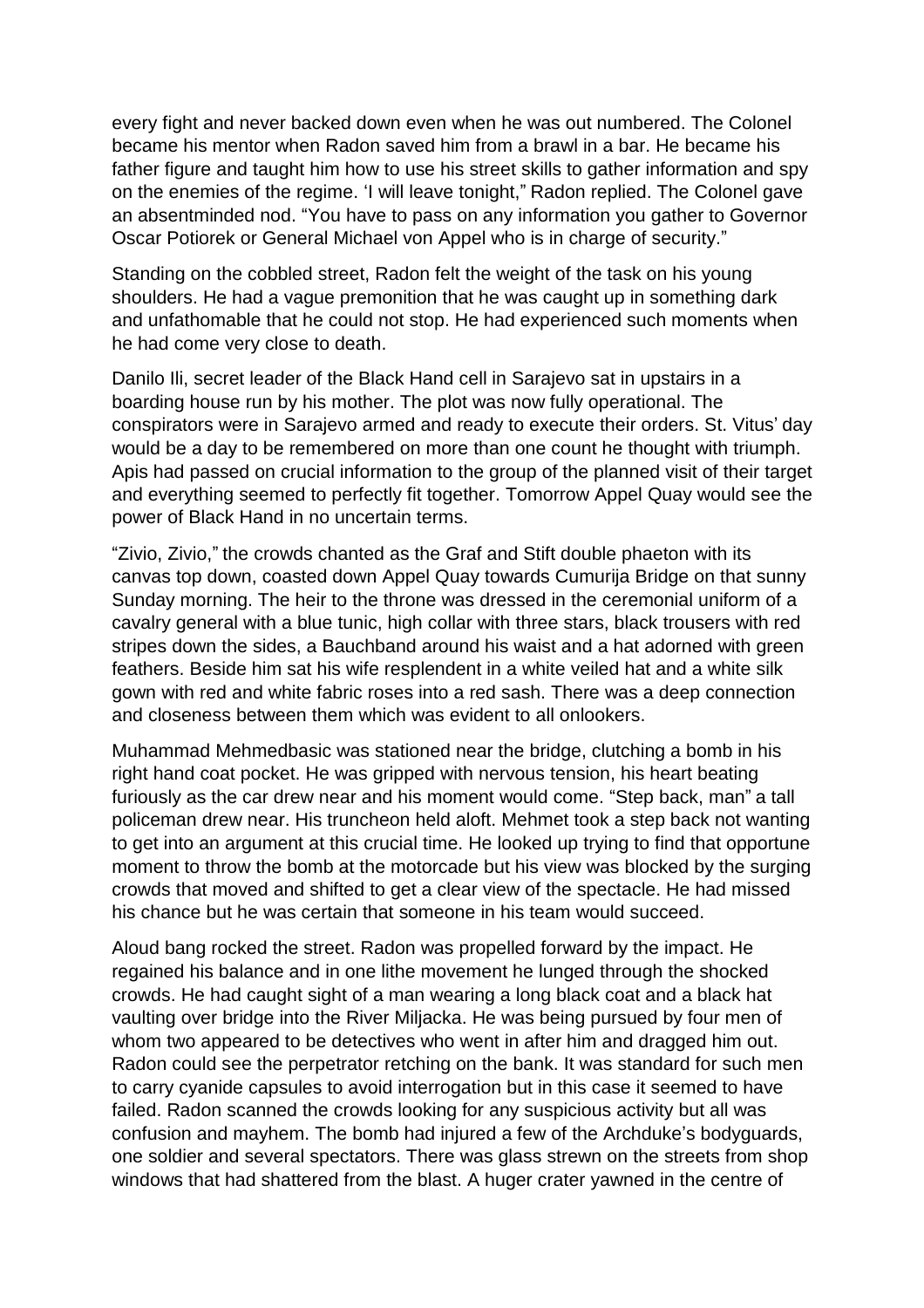every fight and never backed down even when he was out numbered. The Colonel became his mentor when Radon saved him from a brawl in a bar. He became his father figure and taught him how to use his street skills to gather information and spy on the enemies of the regime. 'I will leave tonight," Radon replied. The Colonel gave an absentminded nod. "You have to pass on any information you gather to Governor Oscar Potiorek or General Michael von Appel who is in charge of security."

Standing on the cobbled street, Radon felt the weight of the task on his young shoulders. He had a vague premonition that he was caught up in something dark and unfathomable that he could not stop. He had experienced such moments when he had come very close to death.

Danilo Ili, secret leader of the Black Hand cell in Sarajevo sat in upstairs in a boarding house run by his mother. The plot was now fully operational. The conspirators were in Sarajevo armed and ready to execute their orders. St. Vitus' day would be a day to be remembered on more than one count he thought with triumph. Apis had passed on crucial information to the group of the planned visit of their target and everything seemed to perfectly fit together. Tomorrow Appel Quay would see the power of Black Hand in no uncertain terms.

"Zivio, Zivio," the crowds chanted as the Graf and Stift double phaeton with its canvas top down, coasted down Appel Quay towards Cumurija Bridge on that sunny Sunday morning. The heir to the throne was dressed in the ceremonial uniform of a cavalry general with a blue tunic, high collar with three stars, black trousers with red stripes down the sides, a Bauchband around his waist and a hat adorned with green feathers. Beside him sat his wife resplendent in a white veiled hat and a white silk gown with red and white fabric roses into a red sash. There was a deep connection and closeness between them which was evident to all onlookers.

Muhammad Mehmedbasic was stationed near the bridge, clutching a bomb in his right hand coat pocket. He was gripped with nervous tension, his heart beating furiously as the car drew near and his moment would come. "Step back, man" a tall policeman drew near. His truncheon held aloft. Mehmet took a step back not wanting to get into an argument at this crucial time. He looked up trying to find that opportune moment to throw the bomb at the motorcade but his view was blocked by the surging crowds that moved and shifted to get a clear view of the spectacle. He had missed his chance but he was certain that someone in his team would succeed.

Aloud bang rocked the street. Radon was propelled forward by the impact. He regained his balance and in one lithe movement he lunged through the shocked crowds. He had caught sight of a man wearing a long black coat and a black hat vaulting over bridge into the River Miljacka. He was being pursued by four men of whom two appeared to be detectives who went in after him and dragged him out. Radon could see the perpetrator retching on the bank. It was standard for such men to carry cyanide capsules to avoid interrogation but in this case it seemed to have failed. Radon scanned the crowds looking for any suspicious activity but all was confusion and mayhem. The bomb had injured a few of the Archduke's bodyguards, one soldier and several spectators. There was glass strewn on the streets from shop windows that had shattered from the blast. A huger crater yawned in the centre of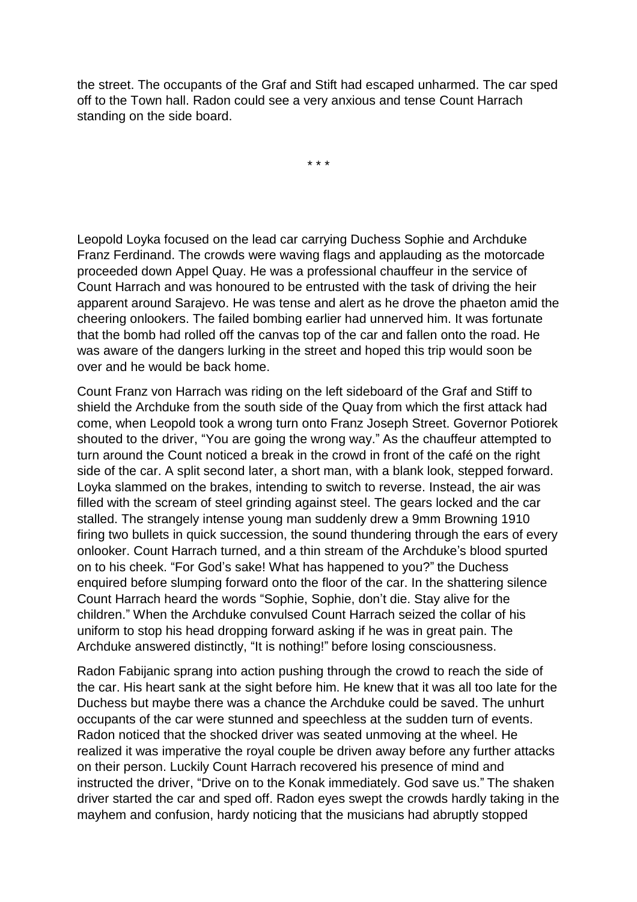the street. The occupants of the Graf and Stift had escaped unharmed. The car sped off to the Town hall. Radon could see a very anxious and tense Count Harrach standing on the side board.

\* \* \*

Leopold Loyka focused on the lead car carrying Duchess Sophie and Archduke Franz Ferdinand. The crowds were waving flags and applauding as the motorcade proceeded down Appel Quay. He was a professional chauffeur in the service of Count Harrach and was honoured to be entrusted with the task of driving the heir apparent around Sarajevo. He was tense and alert as he drove the phaeton amid the cheering onlookers. The failed bombing earlier had unnerved him. It was fortunate that the bomb had rolled off the canvas top of the car and fallen onto the road. He was aware of the dangers lurking in the street and hoped this trip would soon be over and he would be back home.

Count Franz von Harrach was riding on the left sideboard of the Graf and Stiff to shield the Archduke from the south side of the Quay from which the first attack had come, when Leopold took a wrong turn onto Franz Joseph Street. Governor Potiorek shouted to the driver, "You are going the wrong way." As the chauffeur attempted to turn around the Count noticed a break in the crowd in front of the café on the right side of the car. A split second later, a short man, with a blank look, stepped forward. Loyka slammed on the brakes, intending to switch to reverse. Instead, the air was filled with the scream of steel grinding against steel. The gears locked and the car stalled. The strangely intense young man suddenly drew a 9mm Browning 1910 firing two bullets in quick succession, the sound thundering through the ears of every onlooker. Count Harrach turned, and a thin stream of the Archduke's blood spurted on to his cheek. "For God's sake! What has happened to you?" the Duchess enquired before slumping forward onto the floor of the car. In the shattering silence Count Harrach heard the words "Sophie, Sophie, don't die. Stay alive for the children." When the Archduke convulsed Count Harrach seized the collar of his uniform to stop his head dropping forward asking if he was in great pain. The Archduke answered distinctly, "It is nothing!" before losing consciousness.

Radon Fabijanic sprang into action pushing through the crowd to reach the side of the car. His heart sank at the sight before him. He knew that it was all too late for the Duchess but maybe there was a chance the Archduke could be saved. The unhurt occupants of the car were stunned and speechless at the sudden turn of events. Radon noticed that the shocked driver was seated unmoving at the wheel. He realized it was imperative the royal couple be driven away before any further attacks on their person. Luckily Count Harrach recovered his presence of mind and instructed the driver, "Drive on to the Konak immediately. God save us." The shaken driver started the car and sped off. Radon eyes swept the crowds hardly taking in the mayhem and confusion, hardy noticing that the musicians had abruptly stopped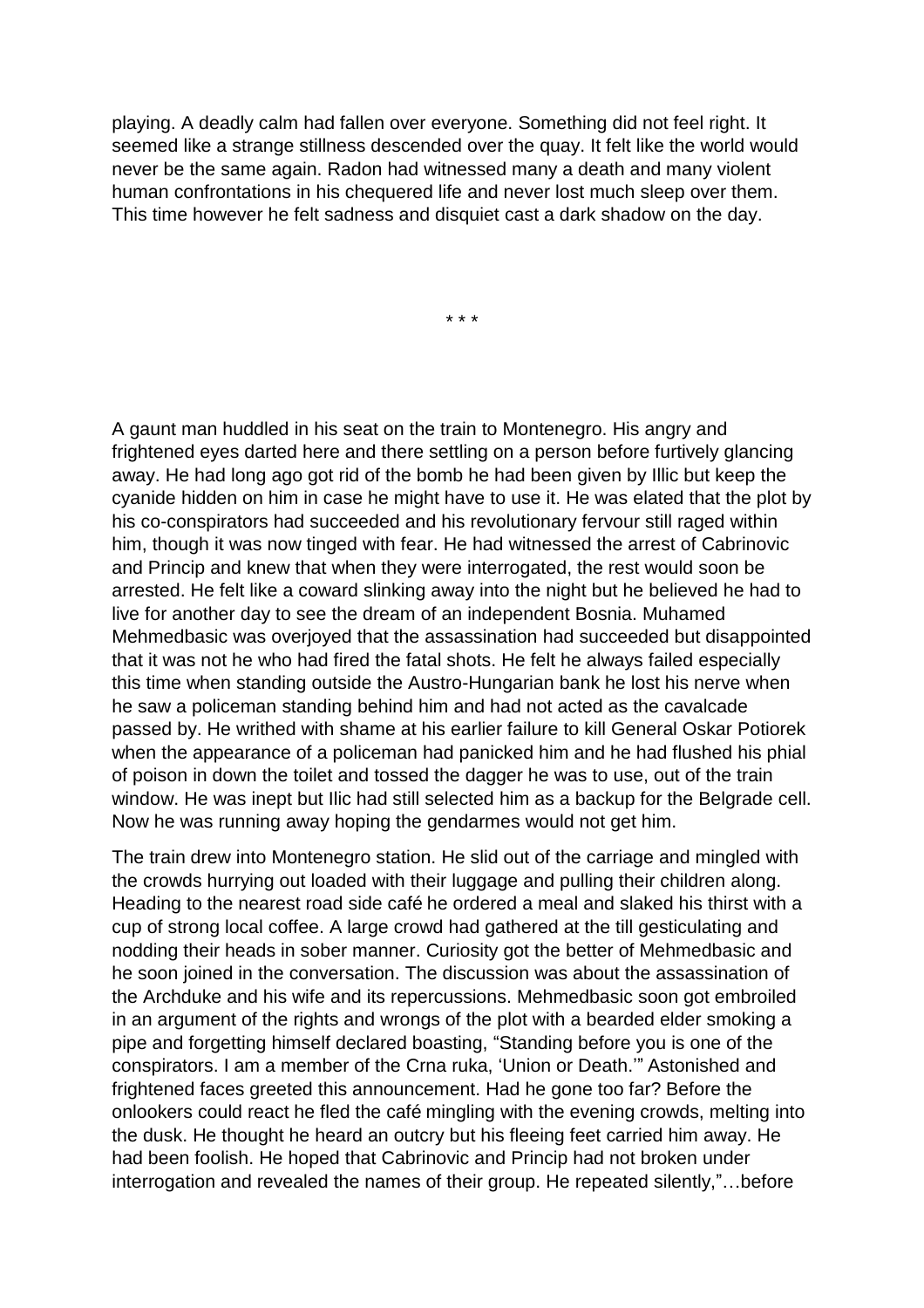playing. A deadly calm had fallen over everyone. Something did not feel right. It seemed like a strange stillness descended over the quay. It felt like the world would never be the same again. Radon had witnessed many a death and many violent human confrontations in his chequered life and never lost much sleep over them. This time however he felt sadness and disquiet cast a dark shadow on the day.

* * *

A gaunt man huddled in his seat on the train to Montenegro. His angry and frightened eyes darted here and there settling on a person before furtively glancing away. He had long ago got rid of the bomb he had been given by Illic but keep the cyanide hidden on him in case he might have to use it. He was elated that the plot by his co-conspirators had succeeded and his revolutionary fervour still raged within him, though it was now tinged with fear. He had witnessed the arrest of Cabrinovic and Princip and knew that when they were interrogated, the rest would soon be arrested. He felt like a coward slinking away into the night but he believed he had to live for another day to see the dream of an independent Bosnia. Muhamed Mehmedbasic was overjoyed that the assassination had succeeded but disappointed that it was not he who had fired the fatal shots. He felt he always failed especially this time when standing outside the Austro-Hungarian bank he lost his nerve when he saw a policeman standing behind him and had not acted as the cavalcade passed by. He writhed with shame at his earlier failure to kill General Oskar Potiorek when the appearance of a policeman had panicked him and he had flushed his phial of poison in down the toilet and tossed the dagger he was to use, out of the train window. He was inept but Ilic had still selected him as a backup for the Belgrade cell. Now he was running away hoping the gendarmes would not get him.

The train drew into Montenegro station. He slid out of the carriage and mingled with the crowds hurrying out loaded with their luggage and pulling their children along. Heading to the nearest road side café he ordered a meal and slaked his thirst with a cup of strong local coffee. A large crowd had gathered at the till gesticulating and nodding their heads in sober manner. Curiosity got the better of Mehmedbasic and he soon joined in the conversation. The discussion was about the assassination of the Archduke and his wife and its repercussions. Mehmedbasic soon got embroiled in an argument of the rights and wrongs of the plot with a bearded elder smoking a pipe and forgetting himself declared boasting, "Standing before you is one of the conspirators. I am a member of the Crna ruka, 'Union or Death.'" Astonished and frightened faces greeted this announcement. Had he gone too far? Before the onlookers could react he fled the café mingling with the evening crowds, melting into the dusk. He thought he heard an outcry but his fleeing feet carried him away. He had been foolish. He hoped that Cabrinovic and Princip had not broken under interrogation and revealed the names of their group. He repeated silently,"…before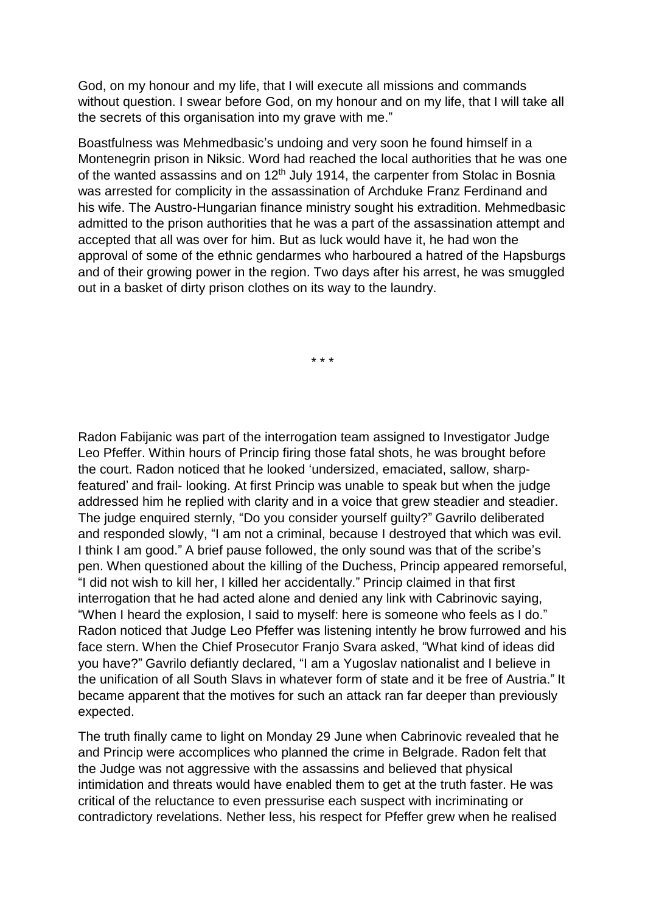God, on my honour and my life, that I will execute all missions and commands without question. I swear before God, on my honour and on my life, that I will take all the secrets of this organisation into my grave with me."

Boastfulness was Mehmedbasic's undoing and very soon he found himself in a Montenegrin prison in Niksic. Word had reached the local authorities that he was one of the wanted assassins and on 12th July 1914, the carpenter from Stolac in Bosnia was arrested for complicity in the assassination of Archduke Franz Ferdinand and his wife. The Austro-Hungarian finance ministry sought his extradition. Mehmedbasic admitted to the prison authorities that he was a part of the assassination attempt and accepted that all was over for him. But as luck would have it, he had won the approval of some of the ethnic gendarmes who harboured a hatred of the Hapsburgs and of their growing power in the region. Two days after his arrest, he was smuggled out in a basket of dirty prison clothes on its way to the laundry.

\* \* \*

Radon Fabijanic was part of the interrogation team assigned to Investigator Judge Leo Pfeffer. Within hours of Princip firing those fatal shots, he was brought before the court. Radon noticed that he looked 'undersized, emaciated, sallow, sharp-featured' and frail- looking. At first Princip was unable to speak but when the judge addressed him he replied with clarity and in a voice that grew steadier and steadier. The judge enquired sternly, "Do you consider yourself guilty?" Gavrilo deliberated and responded slowly, "I am not a criminal, because I destroyed that which was evil. I think I am good." A brief pause followed, the only sound was that of the scribe's pen. When questioned about the killing of the Duchess, Princip appeared remorseful, "I did not wish to kill her, I killed her accidentally." Princip claimed in that first interrogation that he had acted alone and denied any link with Cabrinovic saying, "When I heard the explosion, I said to myself: here is someone who feels as I do." Radon noticed that Judge Leo Pfeffer was listening intently he brow furrowed and his face stern. When the Chief Prosecutor Franjo Svara asked, "What kind of ideas did you have?" Gavrilo defiantly declared, "I am a Yugoslav nationalist and I believe in the unification of all South Slavs in whatever form of state and it be free of Austria." It became apparent that the motives for such an attack ran far deeper than previously expected.

The truth finally came to light on Monday 29 June when Cabrinovic revealed that he and Princip were accomplices who planned the crime in Belgrade. Radon felt that the Judge was not aggressive with the assassins and believed that physical intimidation and threats would have enabled them to get at the truth faster. He was critical of the reluctance to even pressurise each suspect with incriminating or contradictory revelations. Nether less, his respect for Pfeffer grew when he realised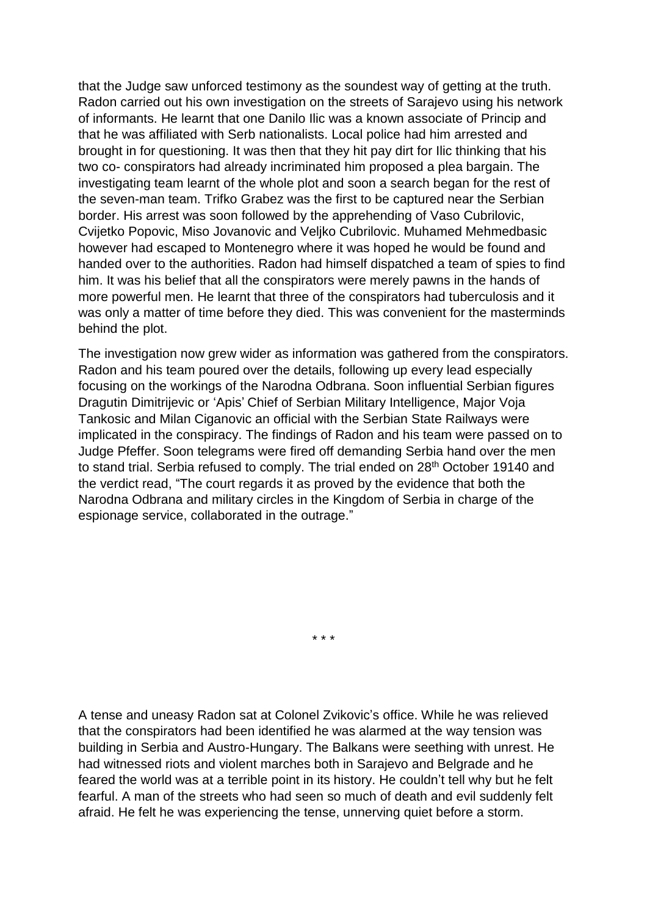that the Judge saw unforced testimony as the soundest way of getting at the truth. Radon carried out his own investigation on the streets of Sarajevo using his network of informants. He learnt that one Danilo Ilic was a known associate of Princip and that he was affiliated with Serb nationalists. Local police had him arrested and brought in for questioning. It was then that they hit pay dirt for Ilic thinking that his two co- conspirators had already incriminated him proposed a plea bargain. The investigating team learnt of the whole plot and soon a search began for the rest of the seven-man team. Trifko Grabez was the first to be captured near the Serbian border. His arrest was soon followed by the apprehending of Vaso Cubrilovic, Cvijetko Popovic, Miso Jovanovic and Veljko Cubrilovic. Muhamed Mehmedbasic however had escaped to Montenegro where it was hoped he would be found and handed over to the authorities. Radon had himself dispatched a team of spies to find him. It was his belief that all the conspirators were merely pawns in the hands of more powerful men. He learnt that three of the conspirators had tuberculosis and it was only a matter of time before they died. This was convenient for the masterminds behind the plot.

The investigation now grew wider as information was gathered from the conspirators. Radon and his team poured over the details, following up every lead especially focusing on the workings of the Narodna Odbrana. Soon influential Serbian figures Dragutin Dimitrijevic or 'Apis' Chief of Serbian Military Intelligence, Major Voja Tankosic and Milan Ciganovic an official with the Serbian State Railways were implicated in the conspiracy. The findings of Radon and his team were passed on to Judge Pfeffer. Soon telegrams were fired off demanding Serbia hand over the men to stand trial. Serbia refused to comply. The trial ended on 28th October 19140 and the verdict read, "The court regards it as proved by the evidence that both the Narodna Odbrana and military circles in the Kingdom of Serbia in charge of the espionage service, collaborated in the outrage."

\* \* \*

A tense and uneasy Radon sat at Colonel Zvikovic's office. While he was relieved that the conspirators had been identified he was alarmed at the way tension was building in Serbia and Austro-Hungary. The Balkans were seething with unrest. He had witnessed riots and violent marches both in Sarajevo and Belgrade and he feared the world was at a terrible point in its history. He couldn't tell why but he felt fearful. A man of the streets who had seen so much of death and evil suddenly felt afraid. He felt he was experiencing the tense, unnerving quiet before a storm.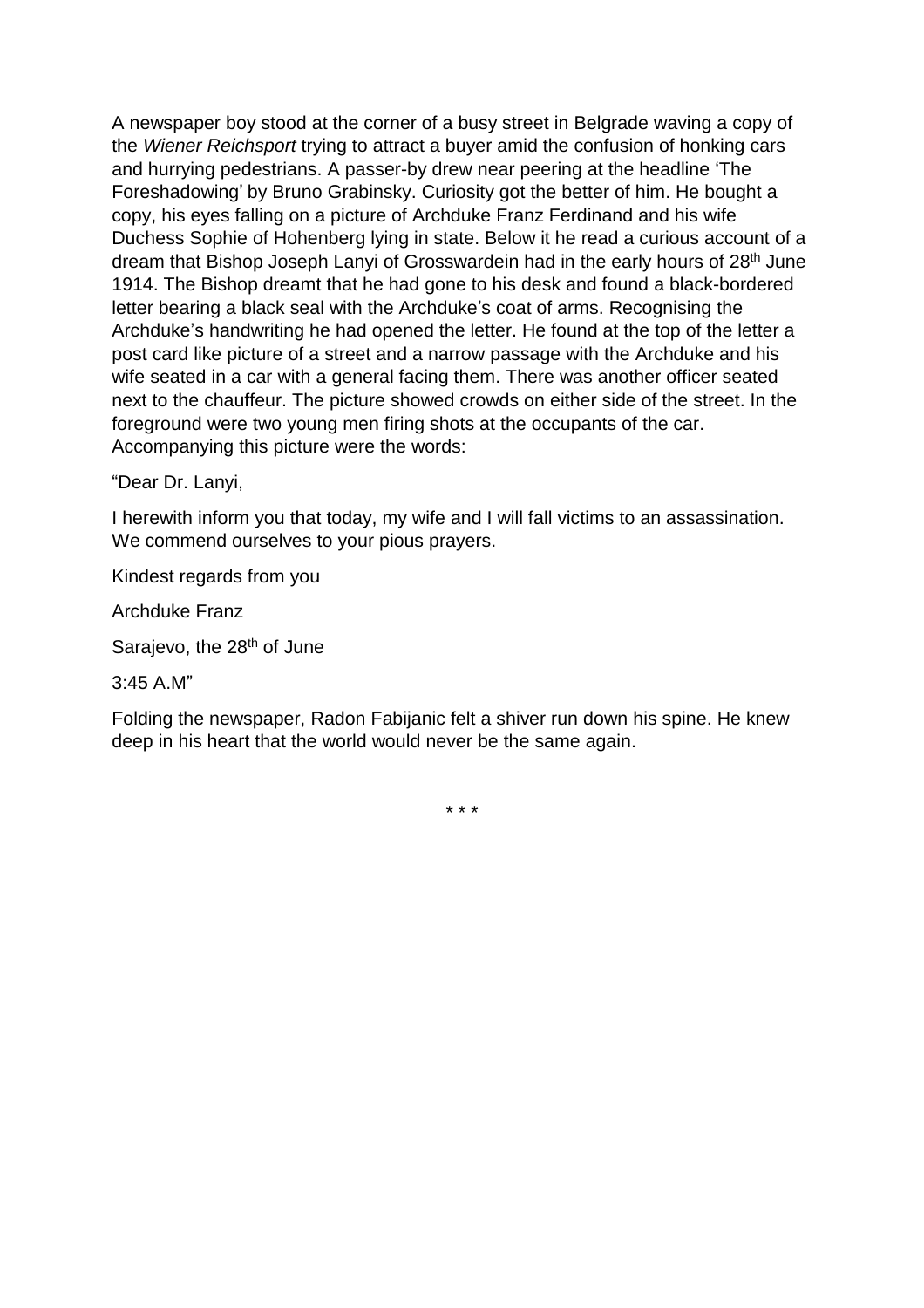A newspaper boy stood at the corner of a busy street in Belgrade waving a copy of the *Wiener Reichsport* trying to attract a buyer amid the confusion of honking cars and hurrying pedestrians. A passer-by drew near peering at the headline 'The Foreshadowing' by Bruno Grabinsky. Curiosity got the better of him. He bought a copy, his eyes falling on a picture of Archduke Franz Ferdinand and his wife Duchess Sophie of Hohenberg lying in state. Below it he read a curious account of a dream that Bishop Joseph Lanyi of Grosswardein had in the early hours of 28th June 1914. The Bishop dreamt that he had gone to his desk and found a black-bordered letter bearing a black seal with the Archduke's coat of arms. Recognising the Archduke's handwriting he had opened the letter. He found at the top of the letter a post card like picture of a street and a narrow passage with the Archduke and his wife seated in a car with a general facing them. There was another officer seated next to the chauffeur. The picture showed crowds on either side of the street. In the foreground were two young men firing shots at the occupants of the car. Accompanying this picture were the words:

"Dear Dr. Lanyi,

I herewith inform you that today, my wife and I will fall victims to an assassination. We commend ourselves to your pious prayers.

Kindest regards from you

Archduke Franz

Sarajevo, the 28th of June

3:45 A.M"

Folding the newspaper, Radon Fabijanic felt a shiver run down his spine. He knew deep in his heart that the world would never be the same again.

\* \* \*